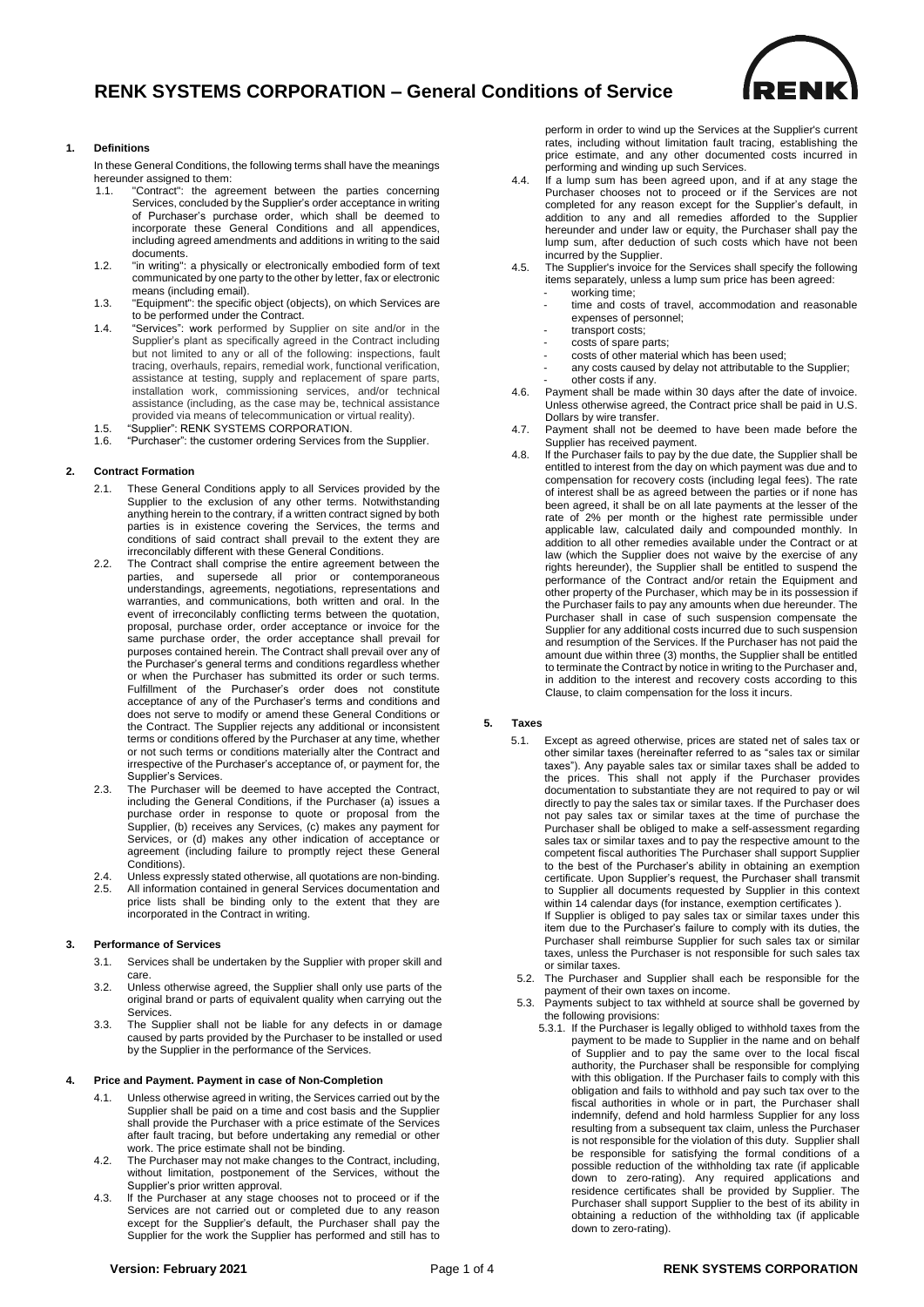# RENK SYSTEMS CORPORATION – General Conditions of Service

## 1. Definitions

In these General Conditions, the following terms shall have the meanings hereunder assigned to them:

1.1. "Contract": the agreement between the parties concerning Services, concluded by the Supplier's order acceptance in writing of Purchaser's purchase order, which shall be deemed to incorporate these General Conditions and all appendices, including agreed amendments and additions in writing to the said documents.

1.2. "in writing": a physically or electronically embodied form of text communicated by one party to the other by letter, fax or electronic means (including email).

1.3. "Equipment": the specific object (objects), on which Services are to be performed under the Contract.

1.4. "Services": work performed by Supplier on site and/or in the Supplier's plant as specifically agreed in the Contract including but not limited to any or all of the following: inspections, fault tracing, overhauls, repairs, remedial work, functional verification, assistance at testing, supply and replacement of spare parts, installation work, commissioning services, and/or technical assistance (including, as the case may be, technical assistance provided via means of telecommunication or virtual reality).

1.5. "Supplier": RENK SYSTEMS CORPORATION.

1.6. "Purchaser": the customer ordering Services from the Supplier.

## 2. Contract Formation

2.1. These General Conditions apply to all Services provided by the Supplier to the exclusion of any other terms. Notwithstanding anything herein to the contrary, if a written contract signed by both parties is in existence covering the Services, the terms and conditions of said contract shall prevail to the extent they are irreconcilably different with these General Conditions.

2.2. The Contract shall comprise the entire agreement between the parties, and supersede all prior or contemporaneous understandings, agreements, negotiations, representations and warranties, and communications, both written and oral. In the event of irreconcilably conflicting terms between the quotation, proposal, purchase order, order acceptance or invoice for the same purchase order, the order acceptance shall prevail for purposes contained herein. The Contract shall prevail over any of the Purchaser's general terms and conditions regardless whether or when the Purchaser has submitted its order or such terms. Fulfillment of the Purchaser's order does not constitute acceptance of any of the Purchaser's terms and conditions and does not serve to modify or amend these General Conditions or the Contract. The Supplier rejects any additional or inconsistent terms or conditions offered by the Purchaser at any time, whether or not such terms or conditions materially alter the Contract and irrespective of the Purchaser's acceptance of, or payment for, the Supplier's Services.

2.3. The Purchaser will be deemed to have accepted the Contract, including the General Conditions, if the Purchaser (a) issues a purchase order in response to quote or proposal from the Supplier, (b) receives any Services, (c) makes any payment for Services, or (d) makes any other indication of acceptance or agreement (including failure to promptly reject these General Conditions).

2.4. Unless expressly stated otherwise, all quotations are non-binding.

2.5. All information contained in general Services documentation and price lists shall be binding only to the extent that they are incorporated in the Contract in writing.

## 3. Performance of Services

3.1. Services shall be undertaken by the Supplier with proper skill and care.

3.2. Unless otherwise agreed, the Supplier shall only use parts of the original brand or parts of equivalent quality when carrying out the Services.

3.3. The Supplier shall not be liable for any defects in or damage caused by parts provided by the Purchaser to be installed or used by the Supplier in the performance of the Services.

## 4. Price and Payment. Payment in case of Non-Completion

4.1. Unless otherwise agreed in writing, the Services carried out by the Supplier shall be paid on a time and cost basis and the Supplier shall provide the Purchaser with a price estimate of the Services after fault tracing, but before undertaking any remedial or other work. The price estimate shall not be binding.

4.2. The Purchaser may not make changes to the Contract, including, without limitation, postponement of the Services, without the Supplier's prior written approval.

4.3. If the Purchaser at any stage chooses not to proceed or if the Services are not carried out or completed due to any reason except for the Supplier's default, the Purchaser shall pay the Supplier for the work the Supplier has performed and still has to perform in order to wind up the Services at the Supplier's current rates, including without limitation fault tracing, establishing the price estimate, and any other documented costs incurred in performing and winding up such Services.

4.4. If a lump sum has been agreed upon, and if at any stage the Purchaser chooses not to proceed or if the Services are not completed for any reason except for the Supplier's default, in addition to any and all remedies afforded to the Supplier hereunder and under law or equity, the Purchaser shall pay the lump sum, after deduction of such costs which have not been incurred by the Supplier.

4.5. The Supplier's invoice for the Services shall specify the following items separately, unless a lump sum price has been agreed:

- working time;
- time and costs of travel, accommodation and reasonable expenses of personnel;
- transport costs;
- costs of spare parts;
- costs of other material which has been used;
- any costs caused by delay not attributable to the Supplier;
- other costs if any.

4.6. Payment shall be made within 30 days after the date of invoice. Unless otherwise agreed, the Contract price shall be paid in U.S. Dollars by wire transfer.

4.7. Payment shall not be deemed to have been made before the Supplier has received payment.

4.8. If the Purchaser fails to pay by the due date, the Supplier shall be entitled to interest from the day on which payment was due and to compensation for recovery costs (including legal fees). The rate of interest shall be as agreed between the parties or if none has been agreed, it shall be on all late payments at the lesser of the rate of 2% per month or the highest rate permissible under applicable law, calculated daily and compounded monthly. In addition to all other remedies available under the Contract or at law (which the Supplier does not waive by the exercise of any rights hereunder), the Supplier shall be entitled to suspend the performance of the Contract and/or retain the Equipment and other property of the Purchaser, which may be in its possession if the Purchaser fails to pay any amounts when due hereunder. The Purchaser shall in case of such suspension compensate the Supplier for any additional costs incurred due to such suspension and resumption of the Services. If the Purchaser has not paid the amount due within three (3) months, the Supplier shall be entitled to terminate the Contract by notice in writing to the Purchaser and, in addition to the interest and recovery costs according to this Clause, to claim compensation for the loss it incurs.

## 5. Taxes

5.1. Except as agreed otherwise, prices are stated net of sales tax or other similar taxes (hereinafter referred to as "sales tax or similar taxes"). Any payable sales tax or similar taxes shall be added to the prices. This shall not apply if the Purchaser provides documentation to substantiate they are not required to pay or wil directly to pay the sales tax or similar taxes. If the Purchaser does not pay sales tax or similar taxes at the time of purchase the Purchaser shall be obliged to make a self-assessment regarding sales tax or similar taxes and to pay the respective amount to the competent fiscal authorities The Purchaser shall support Supplier to the best of the Purchaser's ability in obtaining an exemption certificate. Upon Supplier's request, the Purchaser shall transmit to Supplier all documents requested by Supplier in this context within 14 calendar days (for instance, exemption certificates ).

If Supplier is obliged to pay sales tax or similar taxes under this item due to the Purchaser's failure to comply with its duties, the Purchaser shall reimburse Supplier for such sales tax or similar taxes, unless the Purchaser is not responsible for such sales tax or similar taxes.

5.2. The Purchaser and Supplier shall each be responsible for the payment of their own taxes on income.

5.3. Payments subject to tax withheld at source shall be governed by the following provisions:

5.3.1. If the Purchaser is legally obliged to withhold taxes from the payment to be made to Supplier in the name and on behalf of Supplier and to pay the same over to the local fiscal authority, the Purchaser shall be responsible for complying with this obligation. If the Purchaser fails to comply with this obligation and fails to withhold and pay such tax over to the fiscal authorities in whole or in part, the Purchaser shall indemnify, defend and hold harmless Supplier for any loss resulting from a subsequent tax claim, unless the Purchaser is not responsible for the violation of this duty. Supplier shall be responsible for satisfying the formal conditions of a possible reduction of the withholding tax rate (if applicable down to zero-rating). Any required applications and residence certificates shall be provided by Supplier. The Purchaser shall support Supplier to the best of its ability in obtaining a reduction of the withholding tax (if applicable down to zero-rating).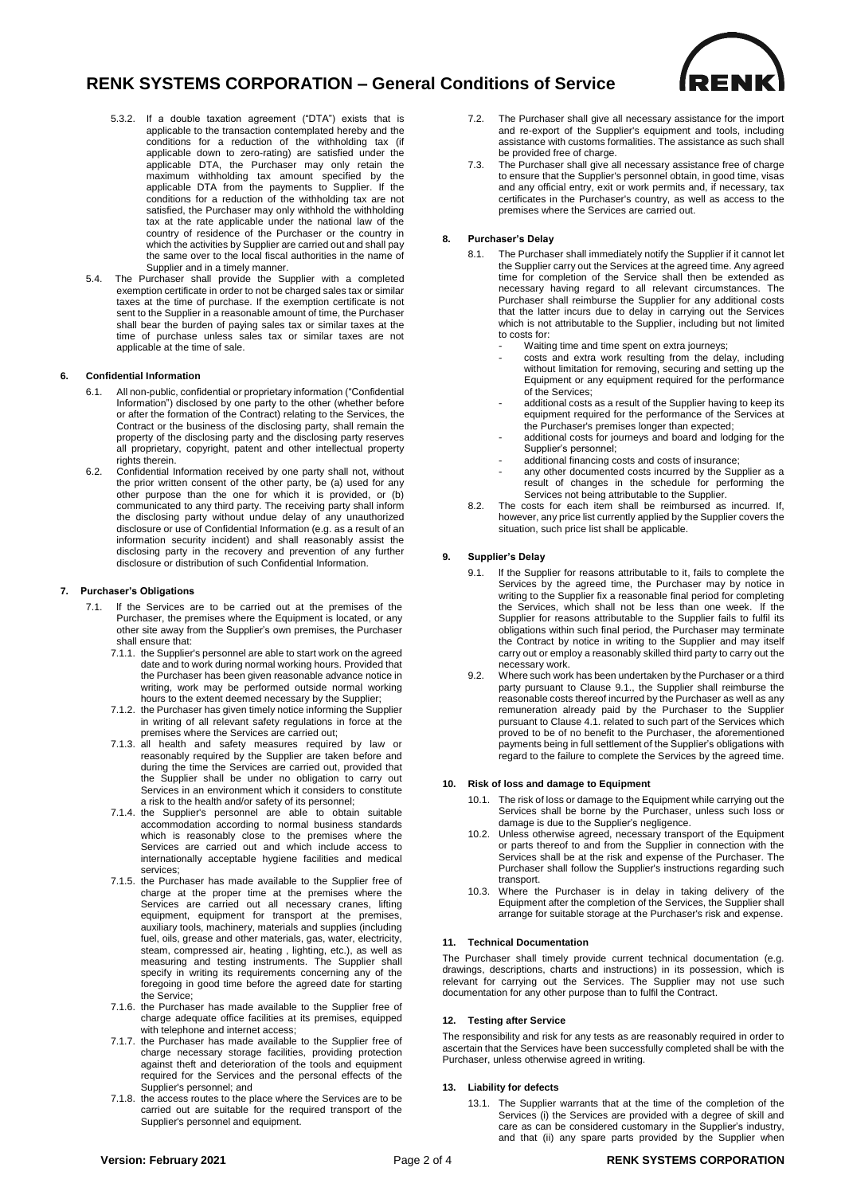5.3.2. If a double taxation agreement ("DTA") exists that is applicable to the transaction contemplated hereby and the conditions for a reduction of the withholding tax (if applicable down to zero-rating) are satisfied under the applicable DTA, the Purchaser may only retain the maximum withholding tax amount specified by the applicable DTA from the payments to Supplier. If the conditions for a reduction of the withholding tax are not satisfied, the Purchaser may only withhold the withholding tax at the rate applicable under the national law of the country of residence of the Purchaser or the country in which the activities by Supplier are carried out and shall pay the same over to the local fiscal authorities in the name of Supplier and in a timely manner.

5.4. The Purchaser shall provide the Supplier with a completed exemption certificate in order to not be charged sales tax or similar taxes at the time of purchase. If the exemption certificate is not sent to the Supplier in a reasonable amount of time, the Purchaser shall bear the burden of paying sales tax or similar taxes at the time of purchase unless sales tax or similar taxes are not applicable at the time of sale.

## 6. Confidential Information

6.1. All non-public, confidential or proprietary information ("Confidential Information") disclosed by one party to the other (whether before or after the formation of the Contract) relating to the Services, the Contract or the business of the disclosing party, shall remain the property of the disclosing party and the disclosing party reserves all proprietary, copyright, patent and other intellectual property rights therein.

6.2. Confidential Information received by one party shall not, without the prior written consent of the other party, be (a) used for any other purpose than the one for which it is provided, or (b) communicated to any third party. The receiving party shall inform the disclosing party without undue delay of any unauthorized disclosure or use of Confidential Information (e.g. as a result of an information security incident) and shall reasonably assist the disclosing party in the recovery and prevention of any further disclosure or distribution of such Confidential Information.

## 7. Purchaser's Obligations

7.1. If the Services are to be carried out at the premises of the Purchaser, the premises where the Equipment is located, or any other site away from the Supplier's own premises, the Purchaser shall ensure that:

7.1.1. the Supplier's personnel are able to start work on the agreed date and to work during normal working hours. Provided that the Purchaser has been given reasonable advance notice in writing, work may be performed outside normal working hours to the extent deemed necessary by the Supplier;

7.1.2. the Purchaser has given timely notice informing the Supplier in writing of all relevant safety regulations in force at the premises where the Services are carried out;

7.1.3. all health and safety measures required by law or reasonably required by the Supplier are taken before and during the time the Services are carried out, provided that the Supplier shall be under no obligation to carry out Services in an environment which it considers to constitute a risk to the health and/or safety of its personnel;

7.1.4. the Supplier's personnel are able to obtain suitable accommodation according to normal business standards which is reasonably close to the premises where the Services are carried out and which include access to internationally acceptable hygiene facilities and medical services;

7.1.5. the Purchaser has made available to the Supplier free of charge at the proper time at the premises where the Services are carried out all necessary cranes, lifting equipment, equipment for transport at the premises, auxiliary tools, machinery, materials and supplies (including fuel, oils, grease and other materials, gas, water, electricity, steam, compressed air, heating , lighting, etc.), as well as measuring and testing instruments. The Supplier shall specify in writing its requirements concerning any of the foregoing in good time before the agreed date for starting the Service;

7.1.6. the Purchaser has made available to the Supplier free of charge adequate office facilities at its premises, equipped with telephone and internet access;

7.1.7. the Purchaser has made available to the Supplier free of charge necessary storage facilities, providing protection against theft and deterioration of the tools and equipment required for the Services and the personal effects of the Supplier's personnel; and

7.1.8. the access routes to the place where the Services are to be carried out are suitable for the required transport of the Supplier's personnel and equipment.

7.2. The Purchaser shall give all necessary assistance for the import and re-export of the Supplier's equipment and tools, including assistance with customs formalities. The assistance as such shall be provided free of charge.

7.3. The Purchaser shall give all necessary assistance free of charge to ensure that the Supplier's personnel obtain, in good time, visas and any official entry, exit or work permits and, if necessary, tax certificates in the Purchaser's country, as well as access to the premises where the Services are carried out.

## 8. Purchaser's Delay

8.1. The Purchaser shall immediately notify the Supplier if it cannot let the Supplier carry out the Services at the agreed time. Any agreed time for completion of the Service shall then be extended as necessary having regard to all relevant circumstances. The Purchaser shall reimburse the Supplier for any additional costs that the latter incurs due to delay in carrying out the Services which is not attributable to the Supplier, including but not limited to costs for:

- Waiting time and time spent on extra journeys;
- costs and extra work resulting from the delay, including without limitation for removing, securing and setting up the Equipment or any equipment required for the performance of the Services;
- additional costs as a result of the Supplier having to keep its equipment required for the performance of the Services at the Purchaser's premises longer than expected;
- additional costs for journeys and board and lodging for the Supplier's personnel;
- additional financing costs and costs of insurance;
- any other documented costs incurred by the Supplier as a result of changes in the schedule for performing the Services not being attributable to the Supplier.

8.2. The costs for each item shall be reimbursed as incurred. If, however, any price list currently applied by the Supplier covers the situation, such price list shall be applicable.

## 9. Supplier's Delay

9.1. If the Supplier for reasons attributable to it, fails to complete the Services by the agreed time, the Purchaser may by notice in writing to the Supplier fix a reasonable final period for completing the Services, which shall not be less than one week. If the Supplier for reasons attributable to the Supplier fails to fulfil its obligations within such final period, the Purchaser may terminate the Contract by notice in writing to the Supplier and may itself carry out or employ a reasonably skilled third party to carry out the necessary work.

9.2. Where such work has been undertaken by the Purchaser or a third party pursuant to Clause 9.1., the Supplier shall reimburse the reasonable costs thereof incurred by the Purchaser as well as any remuneration already paid by the Purchaser to the Supplier pursuant to Clause 4.1. related to such part of the Services which proved to be of no benefit to the Purchaser, the aforementioned payments being in full settlement of the Supplier's obligations with regard to the failure to complete the Services by the agreed time.

## 10. Risk of loss and damage to Equipment

10.1. The risk of loss or damage to the Equipment while carrying out the Services shall be borne by the Purchaser, unless such loss or damage is due to the Supplier's negligence.

10.2. Unless otherwise agreed, necessary transport of the Equipment or parts thereof to and from the Supplier in connection with the Services shall be at the risk and expense of the Purchaser. The Purchaser shall follow the Supplier's instructions regarding such transport.

10.3. Where the Purchaser is in delay in taking delivery of the Equipment after the completion of the Services, the Supplier shall arrange for suitable storage at the Purchaser's risk and expense.

## 11. Technical Documentation

The Purchaser shall timely provide current technical documentation (e.g. drawings, descriptions, charts and instructions) in its possession, which is relevant for carrying out the Services. The Supplier may not use such documentation for any other purpose than to fulfil the Contract.

## 12. Testing after Service

The responsibility and risk for any tests as are reasonably required in order to ascertain that the Services have been successfully completed shall be with the Purchaser, unless otherwise agreed in writing.

## 13. Liability for defects

13.1. The Supplier warrants that at the time of the completion of the Services (i) the Services are provided with a degree of skill and care as can be considered customary in the Supplier's industry, and that (ii) any spare parts provided by the Supplier when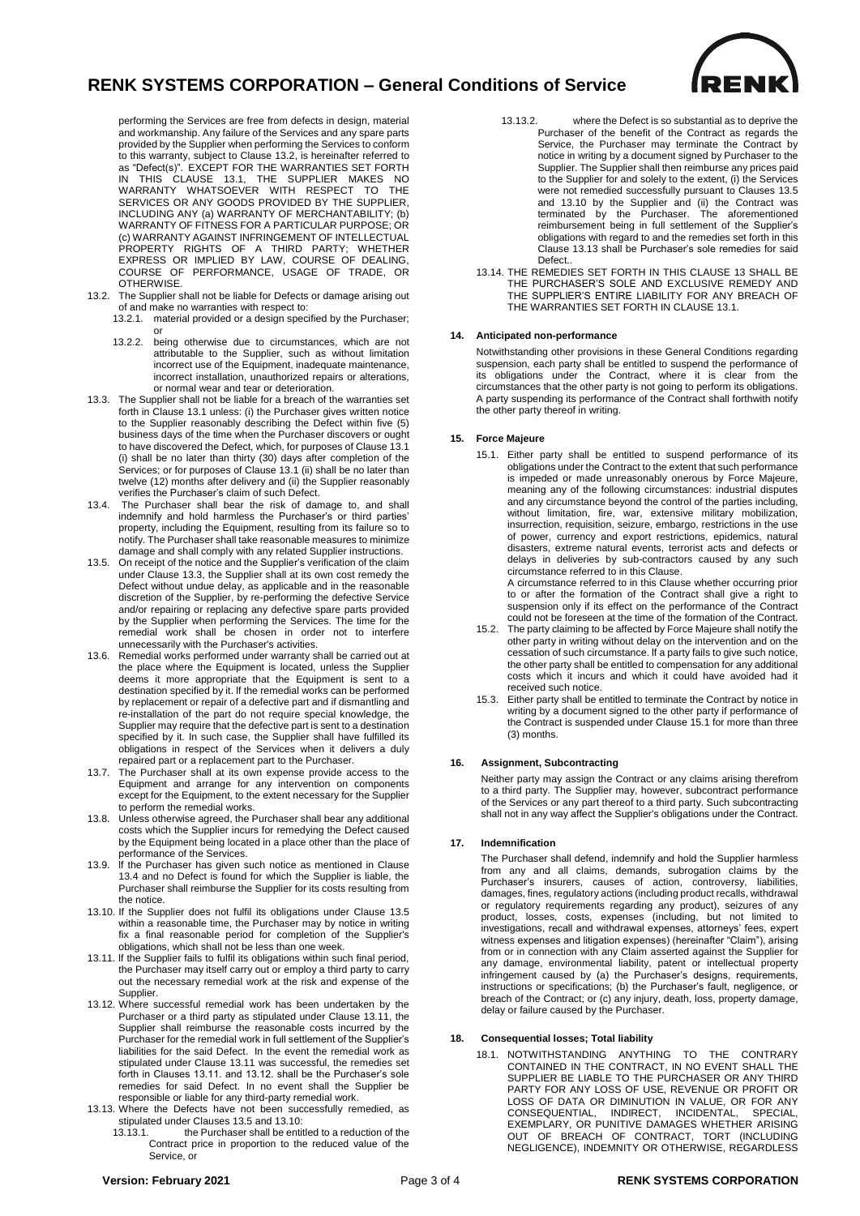performing the Services are free from defects in design, material and workmanship. Any failure of the Services and any spare parts provided by the Supplier when performing the Services to conform to this warranty, subject to Clause 13.2, is hereinafter referred to as "Defect(s)". EXCEPT FOR THE WARRANTIES SET FORTH IN THIS CLAUSE 13.1, THE SUPPLIER MAKES NO WARRANTY WHATSOEVER WITH RESPECT TO THE SERVICES OR ANY GOODS PROVIDED BY THE SUPPLIER, INCLUDING ANY (a) WARRANTY OF MERCHANTABILITY; (b) WARRANTY OF FITNESS FOR A PARTICULAR PURPOSE; OR (c) WARRANTY AGAINST INFRINGEMENT OF INTELLECTUAL PROPERTY RIGHTS OF A THIRD PARTY; WHETHER EXPRESS OR IMPLIED BY LAW, COURSE OF DEALING, COURSE OF PERFORMANCE, USAGE OF TRADE, OR OTHERWISE.

13.2. The Supplier shall not be liable for Defects or damage arising out of and make no warranties with respect to:

13.2.1. material provided or a design specified by the Purchaser; or

13.2.2. being otherwise due to circumstances, which are not attributable to the Supplier, such as without limitation incorrect use of the Equipment, inadequate maintenance, incorrect installation, unauthorized repairs or alterations, or normal wear and tear or deterioration.

13.3. The Supplier shall not be liable for a breach of the warranties set forth in Clause 13.1 unless: (i) the Purchaser gives written notice to the Supplier reasonably describing the Defect within five (5) business days of the time when the Purchaser discovers or ought to have discovered the Defect, which, for purposes of Clause 13.1 (i) shall be no later than thirty (30) days after completion of the Services; or for purposes of Clause 13.1 (ii) shall be no later than twelve (12) months after delivery and (ii) the Supplier reasonably verifies the Purchaser's claim of such Defect.

13.4. The Purchaser shall bear the risk of damage to, and shall indemnify and hold harmless the Purchaser's or third parties' property, including the Equipment, resulting from its failure so to notify. The Purchaser shall take reasonable measures to minimize damage and shall comply with any related Supplier instructions.

13.5. On receipt of the notice and the Supplier's verification of the claim under Clause 13.3, the Supplier shall at its own cost remedy the Defect without undue delay, as applicable and in the reasonable discretion of the Supplier, by re-performing the defective Service and/or repairing or replacing any defective spare parts provided by the Supplier when performing the Services. The time for the remedial work shall be chosen in order not to interfere unnecessarily with the Purchaser's activities.

13.6. Remedial works performed under warranty shall be carried out at the place where the Equipment is located, unless the Supplier deems it more appropriate that the Equipment is sent to a destination specified by it. If the remedial works can be performed by replacement or repair of a defective part and if dismantling and re-installation of the part do not require special knowledge, the Supplier may require that the defective part is sent to a destination specified by it. In such case, the Supplier shall have fulfilled its obligations in respect of the Services when it delivers a duly repaired part or a replacement part to the Purchaser.

13.7. The Purchaser shall at its own expense provide access to the Equipment and arrange for any intervention on components except for the Equipment, to the extent necessary for the Supplier to perform the remedial works.

13.8. Unless otherwise agreed, the Purchaser shall bear any additional costs which the Supplier incurs for remedying the Defect caused by the Equipment being located in a place other than the place of performance of the Services.

13.9. If the Purchaser has given such notice as mentioned in Clause 13.4 and no Defect is found for which the Supplier is liable, the Purchaser shall reimburse the Supplier for its costs resulting from the notice.

13.10. If the Supplier does not fulfil its obligations under Clause 13.5 within a reasonable time, the Purchaser may by notice in writing fix a final reasonable period for completion of the Supplier's obligations, which shall not be less than one week.

13.11. If the Supplier fails to fulfil its obligations within such final period, the Purchaser may itself carry out or employ a third party to carry out the necessary remedial work at the risk and expense of the Supplier.

13.12. Where successful remedial work has been undertaken by the Purchaser or a third party as stipulated under Clause 13.11, the Supplier shall reimburse the reasonable costs incurred by the Purchaser for the remedial work in full settlement of the Supplier's liabilities for the said Defect. In the event the remedial work as stipulated under Clause 13.11 was successful, the remedies set forth in Clauses 13.11. and 13.12. shall be the Purchaser's sole remedies for said Defect. In no event shall the Supplier be responsible or liable for any third-party remedial work.

13.13. Where the Defects have not been successfully remedied, as stipulated under Clauses 13.5 and 13.10:

13.13.1. the Purchaser shall be entitled to a reduction of the Contract price in proportion to the reduced value of the Service, or

13.13.2. where the Defect is so substantial as to deprive the Purchaser of the benefit of the Contract as regards the Service, the Purchaser may terminate the Contract by notice in writing by a document signed by Purchaser to the Supplier. The Supplier shall then reimburse any prices paid to the Supplier for and solely to the extent, (i) the Services were not remedied successfully pursuant to Clauses 13.5 and 13.10 by the Supplier and (ii) the Contract was terminated by the Purchaser. The aforementioned reimbursement being in full settlement of the Supplier's obligations with regard to and the remedies set forth in this Clause 13.13 shall be Purchaser's sole remedies for said Defect..

13.14. THE REMEDIES SET FORTH IN THIS CLAUSE 13 SHALL BE THE PURCHASER'S SOLE AND EXCLUSIVE REMEDY AND THE SUPPLIER'S ENTIRE LIABILITY FOR ANY BREACH OF THE WARRANTIES SET FORTH IN CLAUSE 13.1.

## 14. Anticipated non-performance

Notwithstanding other provisions in these General Conditions regarding suspension, each party shall be entitled to suspend the performance of its obligations under the Contract, where it is clear from the circumstances that the other party is not going to perform its obligations. A party suspending its performance of the Contract shall forthwith notify the other party thereof in writing.

## 15. Force Majeure

15.1. Either party shall be entitled to suspend performance of its obligations under the Contract to the extent that such performance is impeded or made unreasonably onerous by Force Majeure, meaning any of the following circumstances: industrial disputes and any circumstance beyond the control of the parties including, without limitation, fire, war, extensive military mobilization, insurrection, requisition, seizure, embargo, restrictions in the use of power, currency and export restrictions, epidemics, natural disasters, extreme natural events, terrorist acts and defects or delays in deliveries by sub-contractors caused by any such circumstance referred to in this Clause.

A circumstance referred to in this Clause whether occurring prior to or after the formation of the Contract shall give a right to suspension only if its effect on the performance of the Contract could not be foreseen at the time of the formation of the Contract.

15.2. The party claiming to be affected by Force Majeure shall notify the other party in writing without delay on the intervention and on the cessation of such circumstance. If a party fails to give such notice, the other party shall be entitled to compensation for any additional costs which it incurs and which it could have avoided had it received such notice.

15.3. Either party shall be entitled to terminate the Contract by notice in writing by a document signed to the other party if performance of the Contract is suspended under Clause 15.1 for more than three (3) months.

## 16. Assignment, Subcontracting

Neither party may assign the Contract or any claims arising therefrom to a third party. The Supplier may, however, subcontract performance of the Services or any part thereof to a third party. Such subcontracting shall not in any way affect the Supplier's obligations under the Contract.

## 17. Indemnification

The Purchaser shall defend, indemnify and hold the Supplier harmless from any and all claims, demands, subrogation claims by the Purchaser's insurers, causes of action, controversy, liabilities, damages, fines, regulatory actions (including product recalls, withdrawal or regulatory requirements regarding any product), seizures of any product, losses, costs, expenses (including, but not limited to investigations, recall and withdrawal expenses, attorneys' fees, expert witness expenses and litigation expenses) (hereinafter "Claim"), arising from or in connection with any Claim asserted against the Supplier for any damage, environmental liability, patent or intellectual property infringement caused by (a) the Purchaser's designs, requirements, instructions or specifications; (b) the Purchaser's fault, negligence, or breach of the Contract; or (c) any injury, death, loss, property damage, delay or failure caused by the Purchaser.

## 18. Consequential losses; Total liability

18.1. NOTWITHSTANDING ANYTHING TO THE CONTRARY CONTAINED IN THE CONTRACT, IN NO EVENT SHALL THE SUPPLIER BE LIABLE TO THE PURCHASER OR ANY THIRD PARTY FOR ANY LOSS OF USE, REVENUE OR PROFIT OR LOSS OF DATA OR DIMINUTION IN VALUE, OR FOR ANY CONSEQUENTIAL, INDIRECT, INCIDENTAL, SPECIAL, EXEMPLARY, OR PUNITIVE DAMAGES WHETHER ARISING OUT OF BREACH OF CONTRACT, TORT (INCLUDING NEGLIGENCE), INDEMNITY OR OTHERWISE, REGARDLESS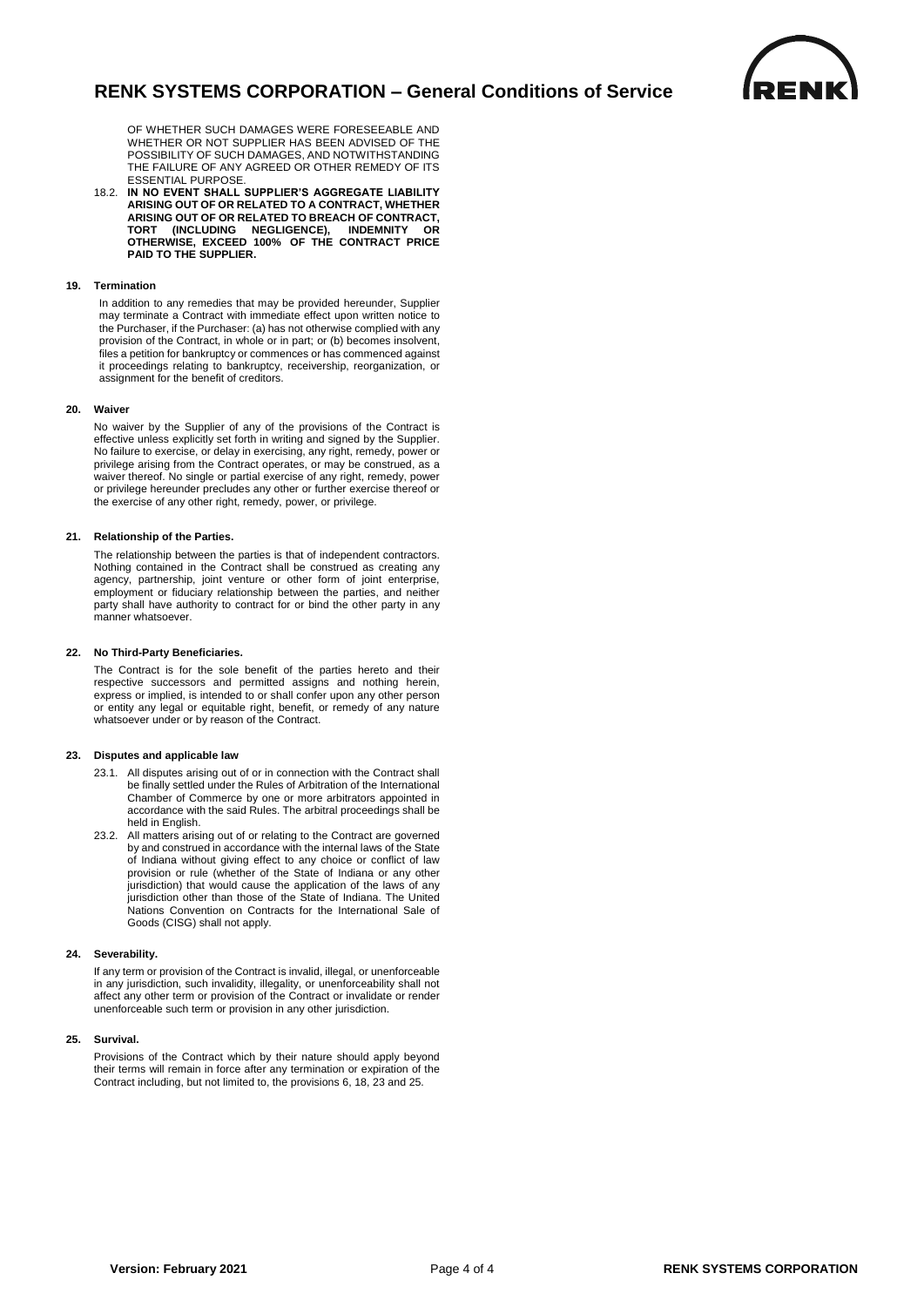OF WHETHER SUCH DAMAGES WERE FORESEEABLE AND WHETHER OR NOT SUPPLIER HAS BEEN ADVISED OF THE POSSIBILITY OF SUCH DAMAGES, AND NOTWITHSTANDING THE FAILURE OF ANY AGREED OR OTHER REMEDY OF ITS ESSENTIAL PURPOSE.

18.2. **IN NO EVENT SHALL SUPPLIER'S AGGREGATE LIABILITY ARISING OUT OF OR RELATED TO A CONTRACT, WHETHER ARISING OUT OF OR RELATED TO BREACH OF CONTRACT, TORT (INCLUDING NEGLIGENCE), INDEMNITY OR OTHERWISE, EXCEED 100% OF THE CONTRACT PRICE PAID TO THE SUPPLIER.**

#### 19. Termination

In addition to any remedies that may be provided hereunder, Supplier may terminate a Contract with immediate effect upon written notice to the Purchaser, if the Purchaser: (a) has not otherwise complied with any provision of the Contract, in whole or in part; or (b) becomes insolvent, files a petition for bankruptcy or commences or has commenced against it proceedings relating to bankruptcy, receivership, reorganization, or assignment for the benefit of creditors.

#### 20. Waiver

No waiver by the Supplier of any of the provisions of the Contract is effective unless explicitly set forth in writing and signed by the Supplier. No failure to exercise, or delay in exercising, any right, remedy, power or privilege arising from the Contract operates, or may be construed, as a waiver thereof. No single or partial exercise of any right, remedy, power or privilege hereunder precludes any other or further exercise thereof or the exercise of any other right, remedy, power, or privilege.

#### 21. Relationship of the Parties.

The relationship between the parties is that of independent contractors. Nothing contained in the Contract shall be construed as creating any agency, partnership, joint venture or other form of joint enterprise, employment or fiduciary relationship between the parties, and neither party shall have authority to contract for or bind the other party in any manner whatsoever.

#### 22. No Third-Party Beneficiaries.

The Contract is for the sole benefit of the parties hereto and their respective successors and permitted assigns and nothing herein, express or implied, is intended to or shall confer upon any other person or entity any legal or equitable right, benefit, or remedy of any nature whatsoever under or by reason of the Contract.

#### 23. Disputes and applicable law

23.1. All disputes arising out of or in connection with the Contract shall be finally settled under the Rules of Arbitration of the International Chamber of Commerce by one or more arbitrators appointed in accordance with the said Rules. The arbitral proceedings shall be held in English.

23.2. All matters arising out of or relating to the Contract are governed by and construed in accordance with the internal laws of the State of Indiana without giving effect to any choice or conflict of law provision or rule (whether of the State of Indiana or any other jurisdiction) that would cause the application of the laws of any jurisdiction other than those of the State of Indiana. The United Nations Convention on Contracts for the International Sale of Goods (CISG) shall not apply.

#### 24. Severability.

If any term or provision of the Contract is invalid, illegal, or unenforceable in any jurisdiction, such invalidity, illegality, or unenforceability shall not affect any other term or provision of the Contract or invalidate or render unenforceable such term or provision in any other jurisdiction.

#### 25. Survival.

Provisions of the Contract which by their nature should apply beyond their terms will remain in force after any termination or expiration of the Contract including, but not limited to, the provisions 6, 18, 23 and 25.